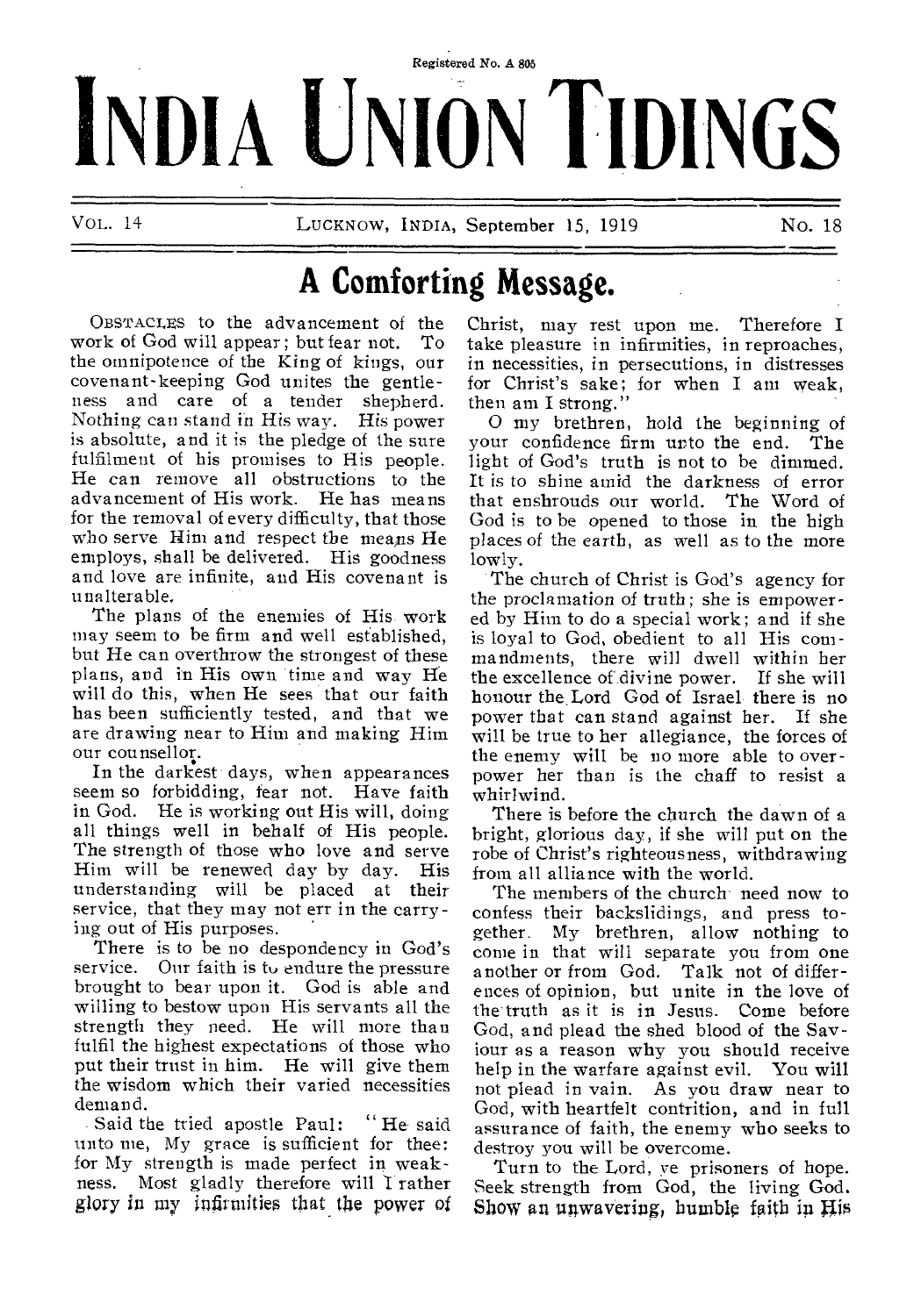Registered No. A 805

# INDIA UNION TIDINGS

VOL. 14 LUCKNOW, INDIA, September 15, 1919 No. 18

## A Comforting Message.

OBSTACLES to the advancement of the work of God will appear; but fear not. To the omnipotence of the King of kings, our covenant-keeping God unites the gentleness and care of a tender shepherd. Nothing can stand in His way. His power is absolute, and it is the pledge of the sure fulfilment of his promises to His people. He can remove all obstructions to the advancement of His work. He has means for the removal of every difficulty, that those who serve Him and respect the means He employs, shall be delivered. His goodness and love are infinite, and His covenant is unalterable.

The plans of the enemies of His work may seem to be firm and well established, but He can overthrow the strongest of these plans, and in His own time and way He will do this, when He sees that our faith has been sufficiently tested, and that we are drawing near to Him and making Him our counsellor.

In the darkest days, when appearances seem so forbidding, fear not. Have faith in God. He is working out His will, doing all things well in behalf of His people. The strength of those who love and serve Him will be renewed day by day. His understanding will be placed at their service, that they may not err in the carrying out of His purposes.

There is to be no despondency in God's service. Our faith is to endure the pressure brought to bear upon it. God is able and willing to bestow upon His servants all the strength they need. He will more than fulfil the highest expectations of those who put their trust in him. He will give them the wisdom which their varied necessities demand.

Said the tried apostle Paul: "He said unto me, My grace is sufficient for thee: for My strength is made perfect in weakness. Most gladly therefore will I rather glory in my infirmities that the power of Christ, may rest upon me. Therefore I take pleasure in infirmities, in reproaches, in necessities, in persecutions, in distresses for Christ's sake; for when I am weak, then am I strong."

O my brethren, hold the beginning of your confidence firm unto the end. The light of God's truth is not to be dimmed. It is to shine amid the darkness of error that enshrouds our world. The Word of God is to be opened to those in the high places of the earth, as well as to the more lowly.

The church of Christ is God's agency for the proclamation of truth; she is empowered by Him to do a special work; and if she is loyal to God, obedient to all His commandments, there will dwell within her the excellence of divine power. If she will honour the Lord God of Israel there is no power that can stand against her. If she will be true to her allegiance, the forces of the enemy will be no more able to overpower her than is the chaff to resist a whirlwind.

There is before the church the dawn of a bright, glorious day, if she will put on the robe of Christ's righteousness, withdrawing from all alliance with the world.

The members of the church need now to confess their backslidings, and press together. My brethren, allow nothing to come in that will separate you from one another or from God. Talk not of differences of opinion, but unite in the love of the truth as it is in Jesus. Come before God, and plead the shed blood of the Saviour as a reason why you should receive help in the warfare against evil. You will not plead in vain. As you draw near to God, with heartfelt contrition, and in full assurance of faith, the enemy who seeks to destroy you will be overcome.

Turn to the Lord, ye prisoners of hope. Seek strength from God, the living God. Show an unwavering, humble faith in His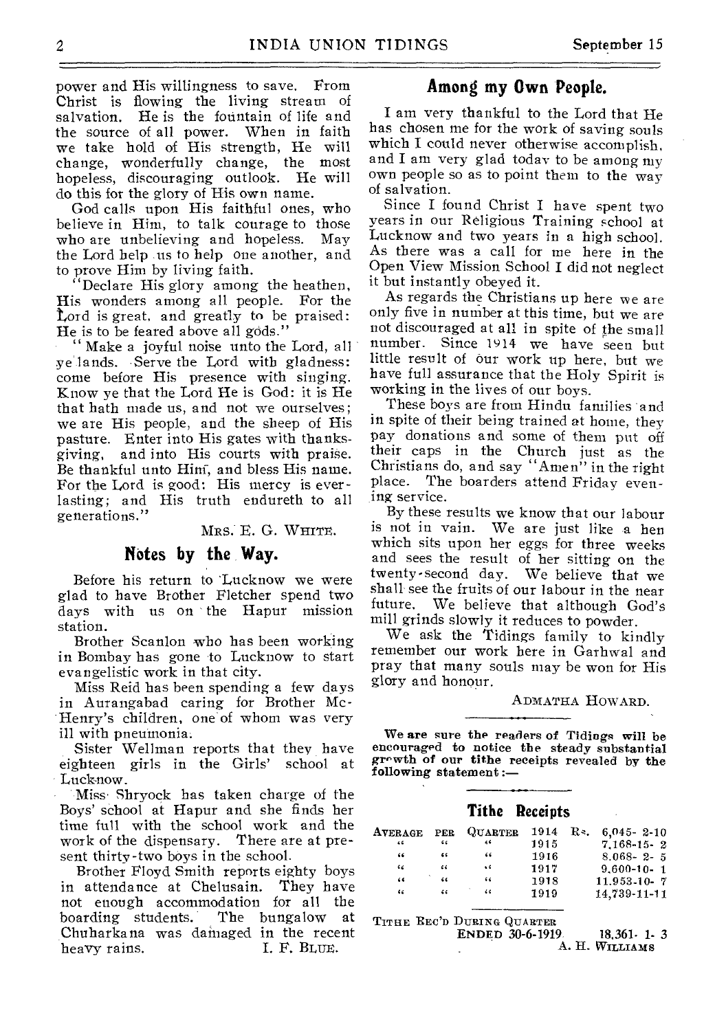power and His willingness to save. From Christ is flowing the living stream of salvation. He is the fountain of life and the source of all power. When in faith we take hold of His strength, He will change, wonderfully change, the most hopeless, discouraging outlook. He will do this for the glory of His own name.

God calls upon His faithful ones, who believe in Him, to talk courage to those who are unbelieving and hopeless. May the Lord help us to help one another, and to prove Him by living faith.

"Declare His glory among the heathen, His wonders among all people. For the Lord is great, and greatly to be praised: He is to be feared above all gods."

"Make a joyful noise unto the Lord, all ye lands. Serve the Lord with gladness: come before His presence with singing. Know ye that the Lord He is God: it is He that hath made us, and not we ourselves; we are His people, and the sheep of His pasture. Enter into His gates with thanksgiving, and into His courts with praise. Be thankful unto Him, and bless His name. For the Lord is good: His mercy is everlasting; and His truth endureth to all generations."

MRS. E. G. WHITE.

## Notes by the Way.

Before his return to Lucknow we were glad to have Brother Fletcher spend two days with us on the Hapur mission station.

Brother Scanlon who has been working in Bombay has gone to Lucknow to start evangelistic work in that city.

Miss Reid has been spending a few days in Aurangabad caring for Brother Mc-Henry's children, one of whom was very ill with pneumonia.

Sister Wellman reports that they have eighteen girls in the Girls' school at Lucknow.

Miss Shryock has taken charge of the Boys' school at Hapur and she finds her time full with the school work and the work of the dispensary. There are at present thirty-two boys in the school.

Brother Floyd Smith reports eighty boys in attendance at Chelusain. They have not enough accommodation for all the boarding students. The bungalow at Chuharkana was damaged in the recent heavy rains.

I. F. BLUE.

## Among my Own People.

I am very thankful to the Lord that He has chosen me for the work of saving souls which I could never otherwise accomplish, and I am very glad today to be among my own people so as to point them to the way of salvation.

Since I found Christ I have spent two years in our Religious Training school at Lucknow and two years in a high school. As there was a call for me here in the Open View Mission School I did not neglect it but instantly obeyed it.

As regards the Christians up here we are only five in number at this time, but we are not discouraged at all in spite of the small number. Since 1914 we have seen but little result of our work up here, but we have full assurance that the Holy Spirit is working in the lives of our boys.

These boys are from Hindu families and in spite of their being trained at home, they pay donations and some of them put off their caps in the Church just as the Christians do, and say "Amen" in the right place. The boarders attend Friday evening service.

By these results we know that our labour is not in vain. We are just like a hen which sits upon her eggs for three weeks and sees the result of her sitting on the twenty-second day. We believe that we shall see the fruits of our labour in the near future. We believe that although God's mill grinds slowly it reduces to powder.

We ask the Tidings family to kindly remember our work here in Garhwal and pray that many souls may be won for His glory and honour.

ADMATHA HOWARD.

**We are sure the readers of Tidings will be encouraged to notice the steady substantial growth of our tithe receipts revealed by the following statement:—**

## Tithe Receipts

| | | | Year | Rs. |
|---|---|---|---|---|
| AVERAGE | PER | QUARTER | 1914 | 6,045- 2-10 |
| " | " | " | 1915 | 7,168-15- 2 |
| " | " | " | 1916 | 8,068- 2- 5 |
| " | " | " | 1917 | 9,600-10- 1 |
| " | " | " | 1918 | 11,953-10- 7 |
| " | " | " | 1919 | 14,739-11-11 |

TITHE REC'D DURING QUARTER ENDED 30-6-1919 — 18,361- 1- 3

A. H. WILLIAMS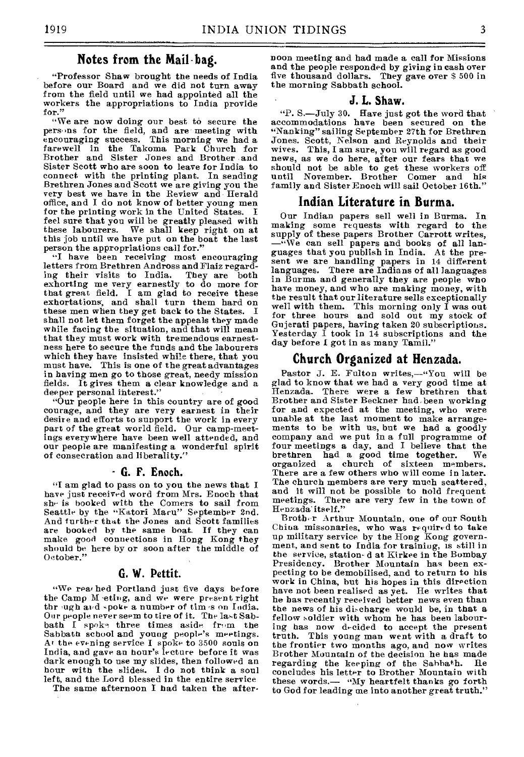## Notes from the Mail-bag.

"Professor Shaw brought the needs of India before our Board and we did not turn away from the field until we had appointed all the workers the appropriations to India provide for."

"We are now doing our best to secure the persons for the field, and are meeting with encouraging success. This morning we had a farewell in the Takoma Park Church for Brother and Sister Jones and Brother and Sister Scott who are soon to leave for India to connect with the printing plant. In sending Brethren Jones and Scott we are giving you the very best we have in the Review and Herald office, and I do not know of better young men for the printing work in the United States. I feel sure that you will be greatly pleased with these labourers. We shall keep right on at this job until we have put on the boat the last person the appropriations call for."

"I have been receiving most encouraging letters from Brethren Andross and Flaiz regarding their visits to India. They are both exhorting me very earnestly to do more for that great field. I am glad to receive these exhortations, and shall turn them hard on these men when they get back to the States. I shall not let them forget the appeals they made while facing the situation, and that will mean that they must work with tremendous earnestness here to secure the funds and the labourers which they have insisted while there, that you must have. This is one of the great advantages in having men go to those great, needy mission fields. It gives them a clear knowledge and a deeper personal interest."

"Our people here in this country are of good courage, and they are very earnest in their desire and efforts to support the work in every part of the great world field. Our camp-meetings everywhere have been well attended, and our people are manifesting a wonderful spirit of consecration and liberality."

### G. F. Enoch.

"I am glad to pass on to you the news that I have just received word from Mrs. Enoch that she is booked with the Comers to sail from Seattle by the "Katori Maru" September 2nd. And further that the Jones and Scott families are booked by the same boat. If they can make good connections in Hong Kong they should be here by or soon after the middle of October."

### G. W. Pettit.

"We reached Portland just five days before the Camp Meeting, and we were present right through and spoke a number of times on India. Our people never seem to tire of it. The last Sabbath I spoke three times aside from the Sabbath school and young people's meetings. At the evening service I spoke to 3500 souls on India, and gave an hour's lecture before it was dark enough to use my slides, then followed an hour with the slides. I do not think a soul left, and the Lord blessed in the entire service.

The same afternoon I had taken the afternoon meeting and had made a call for Missions and the people responded by giving in cash over five thousand dollars. They gave over $ 500 in the morning Sabbath school.

### J. L. Shaw.

"P. S.—July 30. Have just got the word that accommodations have been secured on the "Nanking" sailing September 27th for Brethren Jones, Scott, Nelson and Reynolds and their wives. This, I am sure, you will regard as good news, as we do here, after our fears that we should not be able to get these workers off until November. Brother Comer and his family and Sister Enoch will sail October 16th."

## Indian Literature in Burma.

Our Indian papers sell well in Burma. In making some requests with regard to the supply of these papers Brother Carrott writes, —"We can sell papers and books of all languages that you publish in India. At the present we are handling papers in 14 different languages. There are Indians of all languages in Burma and generally they are people who have money, and who are making money, with the result that our literature sells exceptionally well with them. This morning only I was out for three hours and sold out my stock of Gujerati papers, having taken 20 subscriptions. Yesterday I took in 14 subscriptions and the day before I got in as many Tamil."

## Church Organized at Henzada.

Pastor J. E. Fulton writes,—"You will be glad to know that we had a very good time at Henzada. There were a few brethren that Brother and Sister Beckner had been working for and expected at the meeting, who were unable at the last moment to make arrangements to be with us, but we had a goodly company and we put in a full programme of four meetings a day, and I believe that the brethren had a good time together. We organized a church of sixteen members. There are a few others who will come in later. The church members are very much scattered, and it will not be possible to hold frequent meetings. There are very few in the town of Henzada itself."

Brother Arthur Mountain, one of our South China missionaries, who was required to take up military service by the Hong Kong government, and sent to India for training, is still in the service, stationed at Kirkee in the Bombay Presidency. Brother Mountain has been expecting to be demobilised, and to return to his work in China, but his hopes in this direction have not been realised as yet. He writes that he has recently received better news even than the news of his discharge would be, in that a fellow soldier with whom he has been labouring has now decided to accept the present truth. This young man went with a draft to the frontier two months ago, and now writes Brother Mountain of the decision he has made regarding the keeping of the Sabbath. He concludes his letter to Brother Mountain with these words.— "My heartfelt thanks go forth to God for leading me into another great truth."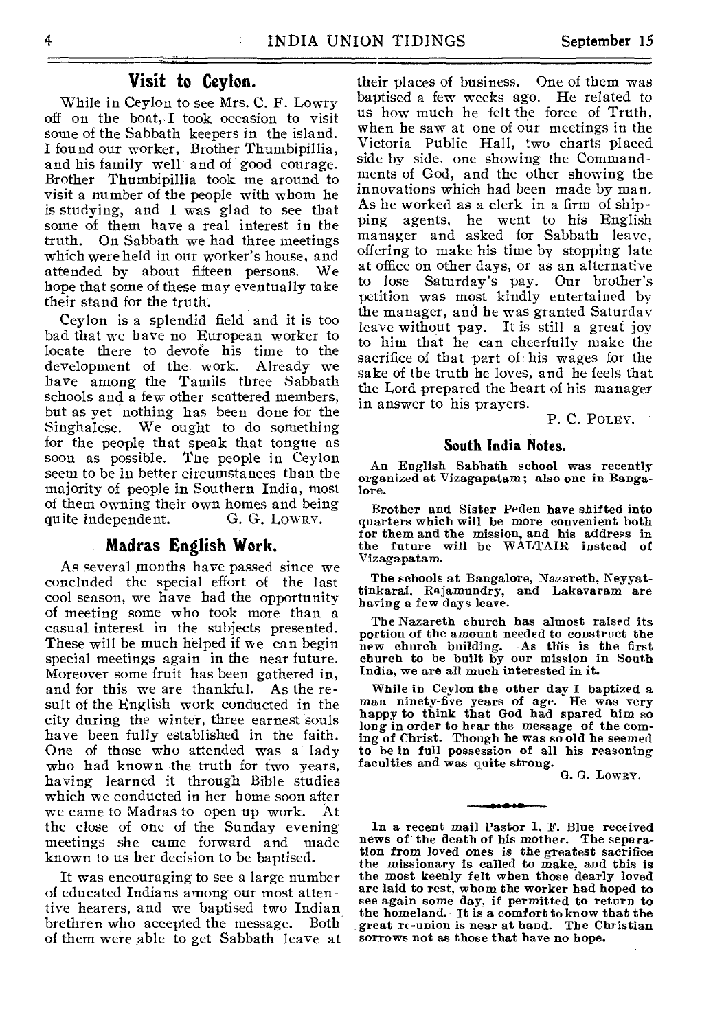## Visit to Ceylon.

While in Ceylon to see Mrs. C. F. Lowry off on the boat, I took occasion to visit some of the Sabbath keepers in the island. I found our worker, Brother Thumbipillia, and his family well and of good courage. Brother Thumbipillia took me around to visit a number of the people with whom he is studying, and I was glad to see that some of them have a real interest in the truth. On Sabbath we had three meetings which were held in our worker's house, and attended by about fifteen persons. We hope that some of these may eventually take their stand for the truth.

Ceylon is a splendid field and it is too bad that we have no European worker to locate there to devote his time to the development of the work. Already we have among the Tamils three Sabbath schools and a few other scattered members, but as yet nothing has been done for the Singhalese. We ought to do something for the people that speak that tongue as soon as possible. The people in Ceylon seem to be in better circumstances than the majority of people in Southern India, most of them owning their own homes and being quite independent.

G. G. LOWRY.

## Madras English Work.

As several months have passed since we concluded the special effort of the last cool season, we have had the opportunity of meeting some who took more than a casual interest in the subjects presented. These will be much helped if we can begin special meetings again in the near future. Moreover some fruit has been gathered in, and for this we are thankful. As the result of the English work conducted in the city during the winter, three earnest souls have been fully established in the faith. One of those who attended was a lady who had known the truth for two years, having learned it through Bible studies which we conducted in her home soon after we came to Madras to open up work. At the close of one of the Sunday evening meetings she came forward and made known to us her decision to be baptised.

It was encouraging to see a large number of educated Indians among our most attentive hearers, and we baptised two Indian brethren who accepted the message. Both of them were able to get Sabbath leave at their places of business. One of them was baptised a few weeks ago. He related to us how much he felt the force of Truth, when he saw at one of our meetings in the Victoria Public Hall, two charts placed side by side, one showing the Commandments of God, and the other showing the innovations which had been made by man. As he worked as a clerk in a firm of shipping agents, he went to his English manager and asked for Sabbath leave, offering to make his time by stopping late at office on other days, or as an alternative to lose Saturday's pay. Our brother's petition was most kindly entertained by the manager, and he was granted Saturday leave without pay. It is still a great joy to him that he can cheerfully make the sacrifice of that part of his wages for the sake of the truth he loves, and he feels that the Lord prepared the heart of his manager in answer to his prayers.

P. C. POLEY.

## South India Notes.

An English Sabbath school was recently organized at Vizagapatam; also one in Bangalore.

Brother and Sister Peden have shifted into quarters which will be more convenient both for them and the mission, and his address in the future will be WALTAIR instead of Vizagapatam.

The schools at Bangalore, Nazareth, Neyyattinkarai, Rajamundry, and Lakavaram are having a few days leave.

The Nazareth church has almost raised its portion of the amount needed to construct the new church building. As this is the first church to be built by our mission in South India, we are all much interested in it.

While in Ceylon the other day I baptized a man ninety-five years of age. He was very happy to think that God had spared him so long in order to hear the message of the coming of Christ. Though he was so old he seemed to be in full possession of all his reasoning faculties and was quite strong.

G. G. LOWRY.

---

In a recent mail Pastor I. F. Blue received news of the death of his mother. The separation from loved ones is the greatest sacrifice the missionary is called to make, and this is the most keenly felt when those dearly loved are laid to rest, whom the worker had hoped to see again some day, if permitted to return to the homeland. It is a comfort to know that the great re-union is near at hand. The Christian sorrows not as those that have no hope.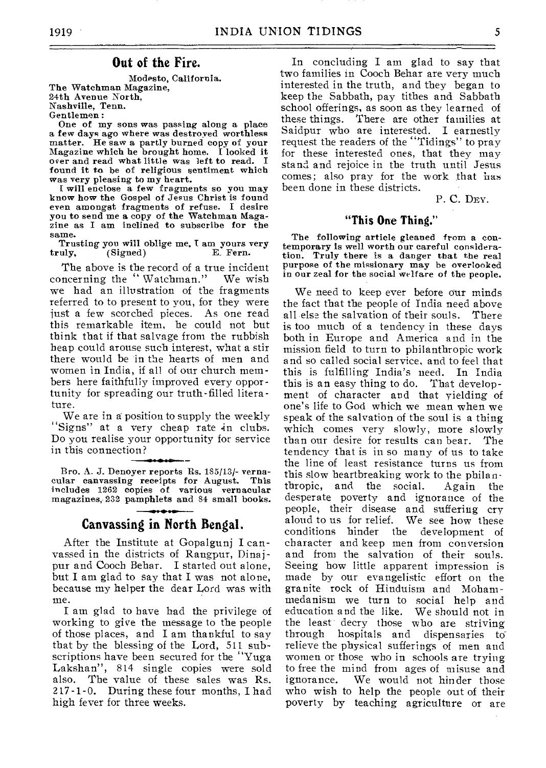## Out of the Fire.

Modesto, California.

The Watchman Magazine,
24th Avenue North,
Nashville, Tenn.

Gentlemen:

One of my sons was passing along a place a few days ago where was destroyed worthless matter. He saw a partly burned copy of your Magazine which he brought home. I looked it over and read what little was left to read. I found it to be of religious sentiment which was very pleasing to my heart.

I will enclose a few fragments so you may know how the Gospel of Jesus Christ is found even amongst fragments of refuse. I desire you to send me a copy of the Watchman Magazine as I am inclined to subscribe for the same.

Trusting you will oblige me, I am yours very truly, (Signed) E. Fern.

The above is the record of a true incident concerning the "Watchman." We wish we had an illustration of the fragments referred to to present to you, for they were just a few scorched pieces. As one read this remarkable item, he could not but think that if that salvage from the rubbish heap could arouse such interest, what a stir there would be in the hearts of men and women in India, if all of our church members here faithfully improved every opportunity for spreading our truth-filled literature.

We are in a position to supply the weekly "Signs" at a very cheap rate in clubs. Do you realise your opportunity for service in this connection?

Bro. A. J. Denoyer reports Rs. 185/13/- vernacular canvassing receipts for August. This includes 1262 copies of various vernacular magazines, 232 pamphlets and 84 small books.

## Canvassing in North Bengal.

After the Institute at Gopalgunj I canvassed in the districts of Rangpur, Dinajpur and Cooch Behar. I started out alone, but I am glad to say that I was not alone, because my helper the dear Lord was with me.

I am glad to have had the privilege of working to give the message to the people of those places, and I am thankful to say that by the blessing of the Lord, 511 subscriptions have been secured for the "Yuga Lakshan", 814 single copies were sold also. The value of these sales was Rs. 217-1-0. During these four months, I had high fever for three weeks.

In concluding I am glad to say that two families in Cooch Behar are very much interested in the truth, and they began to keep the Sabbath, pay tithes and Sabbath school offerings, as soon as they learned of these things. There are other families at Saidpur who are interested. I earnestly request the readers of the "Tidings" to pray for these interested ones, that they may stand and rejoice in the truth until Jesus comes; also pray for the work that has been done in these districts.

P. C. Dey.

## "This One Thing."

The following article gleaned from a contemporary is well worth our careful consideration. Truly there is a danger that the real purpose of the missionary may be overlooked in our zeal for the social welfare of the people.

We need to keep ever before our minds the fact that the people of India need above all else the salvation of their souls. There is too much of a tendency in these days both in Europe and America and in the mission field to turn to philanthropic work and so called social service, and to feel that this is fulfilling India's need. In India this is an easy thing to do. That development of character and that yielding of one's life to God which we mean when we speak of the salvation of the soul is a thing which comes very slowly, more slowly than our desire for results can bear. The tendency that is in so many of us to take the line of least resistance turns us from this slow heartbreaking work to the philanthropic, and the social. Again the desperate poverty and ignorance of the people, their disease and suffering cry aloud to us for relief. We see how these conditions hinder the development of character and keep men from conversion and from the salvation of their souls. Seeing how little apparent impression is made by our evangelistic effort on the granite rock of Hinduism and Mohammedanism we turn to social help and education and the like. We should not in the least decry those who are striving through hospitals and dispensaries to relieve the physical sufferings of men and women or those who in schools are trying to free the mind from ages of misuse and ignorance. We would not hinder those who wish to help the people out of their poverty by teaching agriculture or are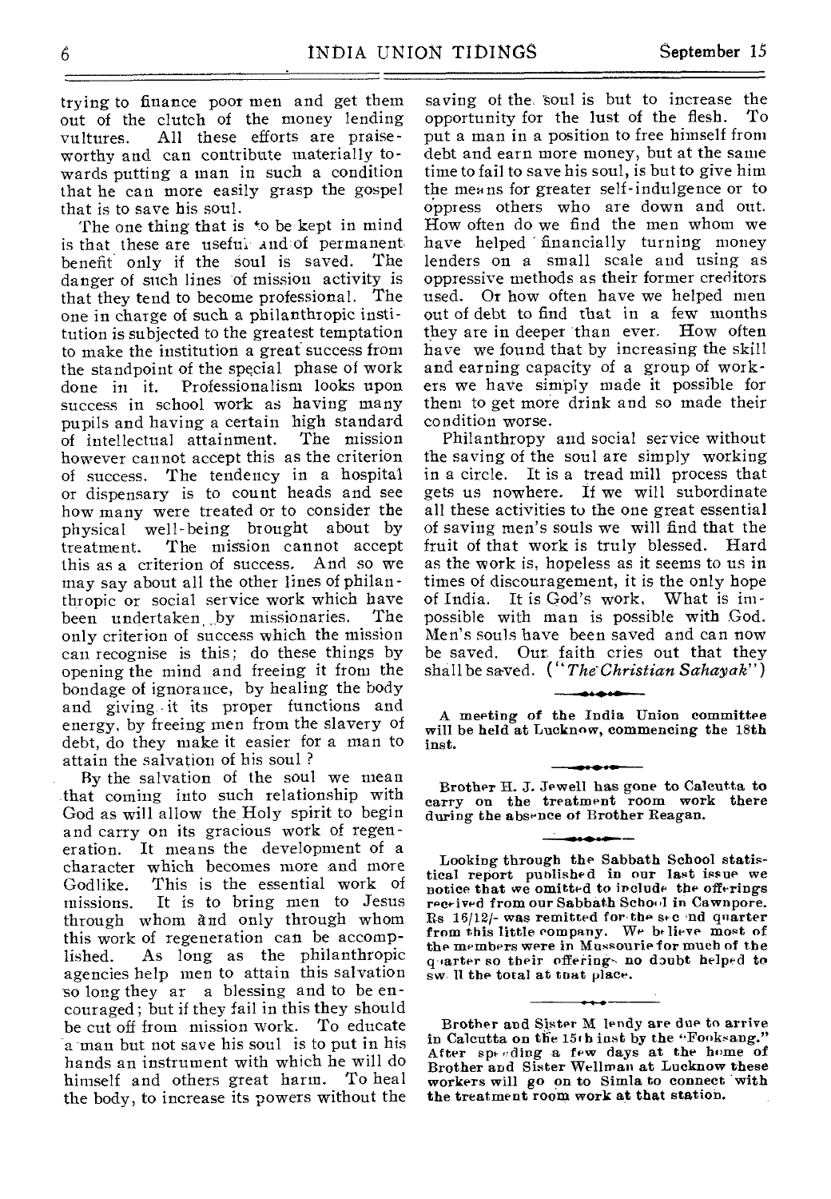trying to finance poor men and get them out of the clutch of the money lending vultures. All these efforts are praiseworthy and can contribute materially towards putting a man in such a condition that he can more easily grasp the gospel that is to save his soul.

The one thing that is to be kept in mind is that these are useful and of permanent benefit only if the soul is saved. The danger of such lines of mission activity is that they tend to become professional. The one in charge of such a philanthropic institution is subjected to the greatest temptation to make the institution a great success from the standpoint of the special phase of work done in it. Professionalism looks upon success in school work as having many pupils and having a certain high standard of intellectual attainment. The mission however cannot accept this as the criterion of success. The tendency in a hospital or dispensary is to count heads and see how many were treated or to consider the physical well-being brought about by treatment. The mission cannot accept this as a criterion of success. And so we may say about all the other lines of philanthropic or social service work which have been undertaken by missionaries. The only criterion of success which the mission can recognise is this; do these things by opening the mind and freeing it from the bondage of ignorance, by healing the body and giving it its proper functions and energy, by freeing men from the slavery of debt, do they make it easier for a man to attain the salvation of his soul?

By the salvation of the soul we mean that coming into such relationship with God as will allow the Holy spirit to begin and carry on its gracious work of regeneration. It means the development of a character which becomes more and more Godlike. This is the essential work of missions. It is to bring men to Jesus through whom and only through whom this work of regeneration can be accomplished. As long as the philanthropic agencies help men to attain this salvation so long they are a blessing and to be encouraged; but if they fail in this they should be cut off from mission work. To educate a man but not save his soul is to put in his hands an instrument with which he will do himself and others great harm. To heal the body, to increase its powers without the saving of the soul is but to increase the opportunity for the lust of the flesh. To put a man in a position to free himself from debt and earn more money, but at the same time to fail to save his soul, is but to give him the means for greater self-indulgence or to oppress others who are down and out. How often do we find the men whom we have helped financially turning money lenders on a small scale and using as oppressive methods as their former creditors used. Or how often have we helped men out of debt to find that in a few months they are in deeper than ever. How often have we found that by increasing the skill and earning capacity of a group of workers we have simply made it possible for them to get more drink and so made their condition worse.

Philanthropy and social service without the saving of the soul are simply working in a circle. It is a tread mill process that gets us nowhere. If we will subordinate all these activities to the one great essential of saving men's souls we will find that the fruit of that work is truly blessed. Hard as the work is, hopeless as it seems to us in times of discouragement, it is the only hope of India. It is God's work. What is impossible with man is possible with God. Men's souls have been saved and can now be saved. Our faith cries out that they shall be saved. (*"The Christian Sahayak"*)

---

**A meeting of the India Union committee will be held at Lucknow, commencing the 18th inst.**

---

**Brother H. J. Jewell has gone to Calcutta to carry on the treatment room work there during the absence of Brother Reagan.**

---

**Looking through the Sabbath School statistical report published in our last issue we notice that we omitted to include the offerings received from our Sabbath School in Cawnpore. Rs 16/12/- was remitted for the second quarter from this little company. We believe most of the members were in Mussourie for much of the quarter so their offerings no doubt helped to swell the total at that place.**

---

**Brother and Sister M lendy are due to arrive in Calcutta on the 15th inst by the "Fooksang." After spending a few days at the home of Brother and Sister Wellman at Lucknow these workers will go on to Simla to connect with the treatment room work at that station.**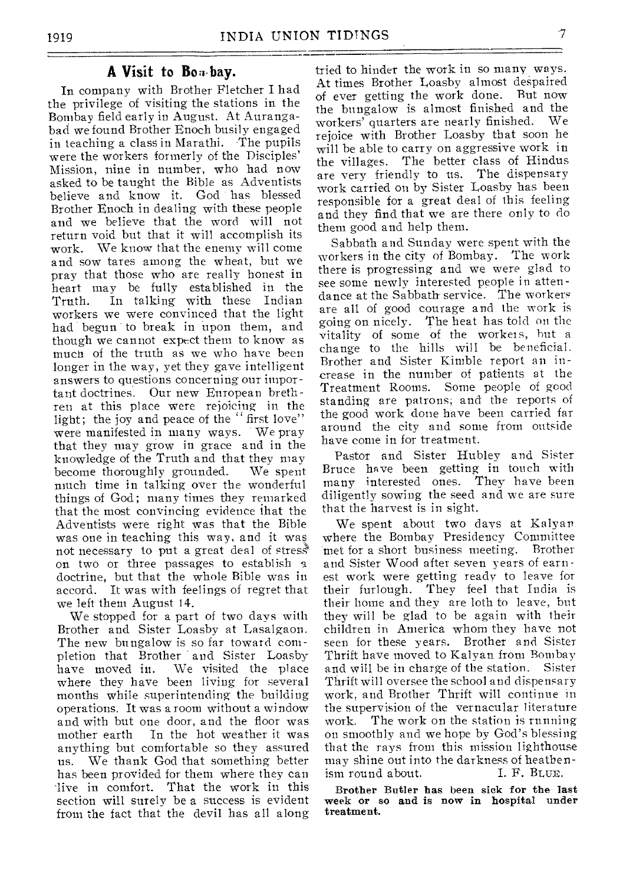## A Visit to Bombay.

In company with Brother Fletcher I had the privilege of visiting the stations in the Bombay field early in August. At Aurangabad we found Brother Enoch busily engaged in teaching a class in Marathi. The pupils were the workers formerly of the Disciples' Mission, nine in number, who had now asked to be taught the Bible as Adventists believe and know it. God has blessed Brother Enoch in dealing with these people and we believe that the word will not return void but that it will accomplish its work. We know that the enemy will come and sow tares among the wheat, but we pray that those who are really honest in heart may be fully established in the Truth. In talking with these Indian workers we were convinced that the light had begun to break in upon them, and though we cannot expect them to know as much of the truth as we who have been longer in the way, yet they gave intelligent answers to questions concerning our important doctrines. Our new European brethren at this place were rejoicing in the light; the joy and peace of the "first love" were manifested in many ways. We pray that they may grow in grace and in the knowledge of the Truth and that they may become thoroughly grounded. We spent much time in talking over the wonderful things of God; many times they remarked that the most convincing evidence that the Adventists were right was that the Bible was one in teaching this way, and it was not necessary to put a great deal of stress on two or three passages to establish a doctrine, but that the whole Bible was in accord. It was with feelings of regret that we left them August 14.

We stopped for a part of two days with Brother and Sister Loasby at Lasalgaon. The new bungalow is so far toward completion that Brother and Sister Loasby have moved in. We visited the place where they have been living for several months while superintending the building operations. It was a room without a window and with but one door, and the floor was mother earth. In the hot weather it was anything but comfortable so they assured us. We thank God that something better has been provided for them where they can live in comfort. That the work in this section will surely be a success is evident from the fact that the devil has all along tried to hinder the work in so many ways. At times Brother Loasby almost despaired of ever getting the work done. But now the bungalow is almost finished and the workers' quarters are nearly finished. We rejoice with Brother Loasby that soon he will be able to carry on aggressive work in the villages. The better class of Hindus are very friendly to us. The dispensary work carried on by Sister Loasby has been responsible for a great deal of this feeling and they find that we are there only to do them good and help them.

Sabbath and Sunday were spent with the workers in the city of Bombay. The work there is progressing and we were glad to see some newly interested people in attendance at the Sabbath service. The workers are all of good courage and the work is going on nicely. The heat has told on the vitality of some of the workers, but a change to the hills will be beneficial. Brother and Sister Kimble report an increase in the number of patients at the Treatment Rooms. Some people of good standing are patrons, and the reports of the good work done have been carried far around the city and some from outside have come in for treatment.

Pastor and Sister Hubley and Sister Bruce have been getting in touch with many interested ones. They have been diligently sowing the seed and we are sure that the harvest is in sight.

We spent about two days at Kalyan where the Bombay Presidency Committee met for a short business meeting. Brother and Sister Wood after seven years of earnest work were getting ready to leave for their furlough. They feel that India is their home and they are loth to leave, but they will be glad to be again with their children in America whom they have not seen for these years. Brother and Sister Thrift have moved to Kalyan from Bombay and will be in charge of the station. Sister Thrift will oversee the school and dispensary work, and Brother Thrift will continue in the supervision of the vernacular literature work. The work on the station is running on smoothly and we hope by God's blessing that the rays from this mission lighthouse may shine out into the darkness of heathenism round about.

I. F. BLUE.

**Brother Butler has been sick for the last week or so and is now in hospital under treatment.**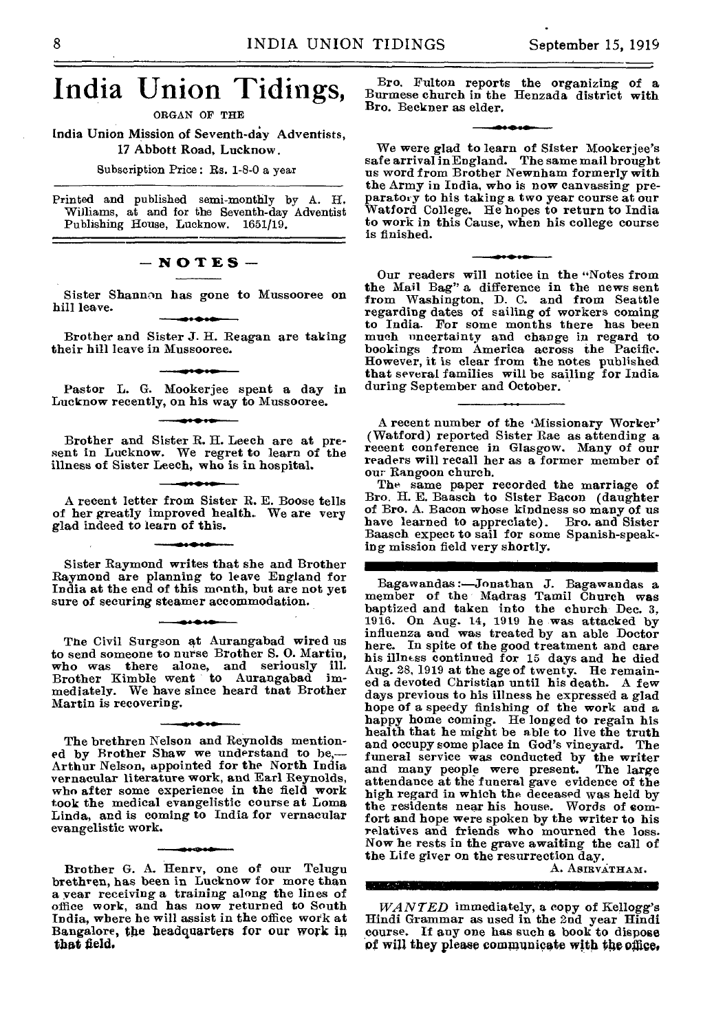# India Union Tidings,

ORGAN OF THE

India Union Mission of Seventh-day Adventists,
17 Abbott Road, Lucknow.

Subscription Price: Rs. 1-8-0 a year

Printed and published semi-monthly by A. H. Williams, at and for the Seventh-day Adventist Publishing House, Lucknow. 1651/19.

## — NOTES —

Sister Shannon has gone to Mussooree on hill leave.

Brother and Sister J. H. Reagan are taking their hill leave in Mussooree.

Pastor L. G. Mookerjee spent a day in Lucknow recently, on his way to Mussooree.

Brother and Sister R. H. Leech are at present in Lucknow. We regret to learn of the illness of Sister Leech, who is in hospital.

A recent letter from Sister R. E. Boose tells of her greatly improved health. We are very glad indeed to learn of this.

Sister Raymond writes that she and Brother Raymond are planning to leave England for India at the end of this month, but are not yet sure of securing steamer accommodation.

The Civil Surgeon at Aurangabad wired us to send someone to nurse Brother S. O. Martin, who was there alone, and seriously ill. Brother Kimble went to Aurangabad immediately. We have since heard that Brother Martin is recovering.

The brethren Nelson and Reynolds mentioned by Brother Shaw we understand to be,—Arthur Nelson, appointed for the North India vernacular literature work, and Earl Reynolds, who after some experience in the field work took the medical evangelistic course at Loma Linda, and is coming to India for vernacular evangelistic work.

Brother G. A. Henry, one of our Telugu brethren, has been in Lucknow for more than a year receiving a training along the lines of office work, and has now returned to South India, where he will assist in the office work at Bangalore, the headquarters for our work in that field.

Bro. Fulton reports the organizing of a Burmese church in the Henzada district with Bro. Beckner as elder.

We were glad to learn of Sister Mookerjee's safe arrival in England. The same mail brought us word from Brother Newnham formerly with the Army in India, who is now canvassing preparatory to his taking a two year course at our Watford College. He hopes to return to India to work in this Cause, when his college course is finished.

Our readers will notice in the "Notes from the Mail Bag" a difference in the news sent from Washington, D. C. and from Seattle regarding dates of sailing of workers coming to India. For some months there has been much uncertainty and change in regard to bookings from America across the Pacific. However, it is clear from the notes published that several families will be sailing for India during September and October.

A recent number of the 'Missionary Worker' (Watford) reported Sister Rae as attending a recent conference in Glasgow. Many of our readers will recall her as a former member of our Rangoon church.

The same paper recorded the marriage of Bro. H. E. Baasch to Sister Bacon (daughter of Bro. A. Bacon whose kindness so many of us have learned to appreciate). Bro. and Sister Baasch expect to sail for some Spanish-speaking mission field very shortly.

---

Bagawandas:—Jonathan J. Bagawandas a member of the Madras Tamil Church was baptized and taken into the church Dec. 3, 1916. On Aug. 14, 1919 he was attacked by influenza and was treated by an able Doctor here. In spite of the good treatment and care his illness continued for 15 days and he died Aug. 28, 1919 at the age of twenty. He remained a devoted Christian until his death. A few days previous to his illness he expressed a glad hope of a speedy finishing of the work and a happy home coming. He longed to regain his health that he might be able to live the truth and occupy some place in God's vineyard. The funeral service was conducted by the writer and many people were present. The large attendance at the funeral gave evidence of the high regard in which the deceased was held by the residents near his house. Words of comfort and hope were spoken by the writer to his relatives and friends who mourned the loss. Now he rests in the grave awaiting the call of the Life giver on the resurrection day.

A. Asirvatham.

---

*WANTED* immediately, a copy of Kellogg's Hindi Grammar as used in the 2nd year Hindi course. If any one has such a book to dispose of will they please communicate with the office.